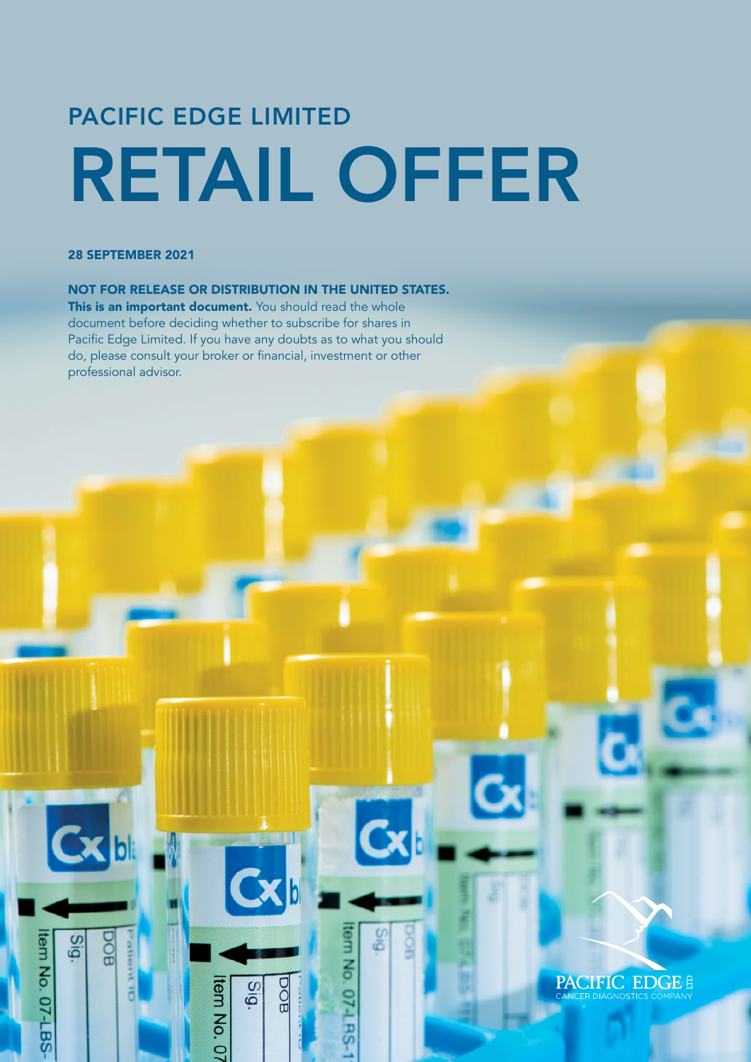# PACIFIC EDGE LIMITED

# RETAIL OFFER

**28 SEPTEMBER 2021**

**NOT FOR RELEASE OR DISTRIBUTION IN THE UNITED STATES.**

**This is an important document.** You should read the whole document before deciding whether to subscribe for shares in Pacific Edge Limited. If you have any doubts as to what you should do, please consult your broker or financial, investment or other professional advisor.

PACIFIC EDGE LTD

CANCER DIAGNOSTICS COMPANY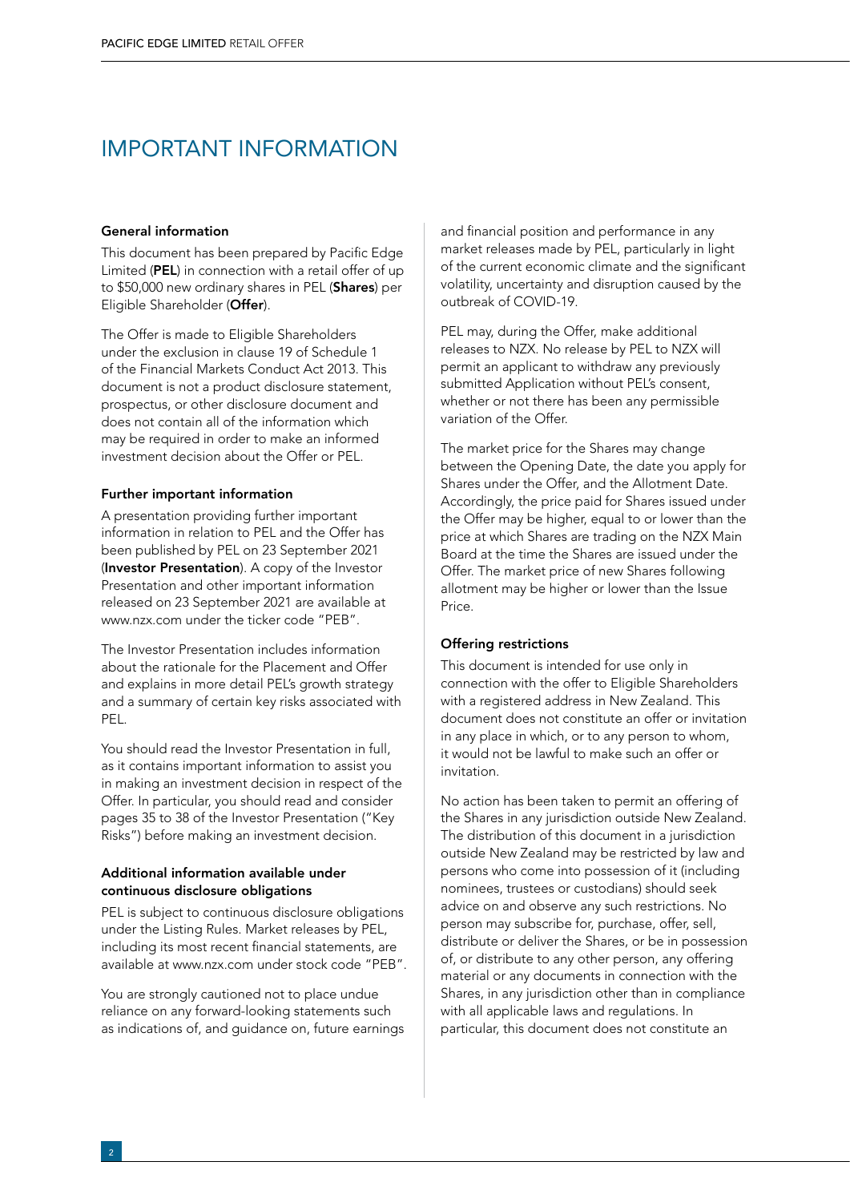# IMPORTANT INFORMATION

### General information

This document has been prepared by Pacific Edge Limited (**PEL**) in connection with a retail offer of up to $50,000 new ordinary shares in PEL (**Shares**) per Eligible Shareholder (**Offer**).

The Offer is made to Eligible Shareholders under the exclusion in clause 19 of Schedule 1 of the Financial Markets Conduct Act 2013. This document is not a product disclosure statement, prospectus, or other disclosure document and does not contain all of the information which may be required in order to make an informed investment decision about the Offer or PEL.

### Further important information

A presentation providing further important information in relation to PEL and the Offer has been published by PEL on 23 September 2021 (**Investor Presentation**). A copy of the Investor Presentation and other important information released on 23 September 2021 are available at www.nzx.com under the ticker code "PEB".

The Investor Presentation includes information about the rationale for the Placement and Offer and explains in more detail PEL's growth strategy and a summary of certain key risks associated with PEL.

You should read the Investor Presentation in full, as it contains important information to assist you in making an investment decision in respect of the Offer. In particular, you should read and consider pages 35 to 38 of the Investor Presentation ("Key Risks") before making an investment decision.

### Additional information available under continuous disclosure obligations

PEL is subject to continuous disclosure obligations under the Listing Rules. Market releases by PEL, including its most recent financial statements, are available at www.nzx.com under stock code "PEB".

You are strongly cautioned not to place undue reliance on any forward-looking statements such as indications of, and guidance on, future earnings and financial position and performance in any market releases made by PEL, particularly in light of the current economic climate and the significant volatility, uncertainty and disruption caused by the outbreak of COVID-19.

PEL may, during the Offer, make additional releases to NZX. No release by PEL to NZX will permit an applicant to withdraw any previously submitted Application without PEL's consent, whether or not there has been any permissible variation of the Offer.

The market price for the Shares may change between the Opening Date, the date you apply for Shares under the Offer, and the Allotment Date. Accordingly, the price paid for Shares issued under the Offer may be higher, equal to or lower than the price at which Shares are trading on the NZX Main Board at the time the Shares are issued under the Offer. The market price of new Shares following allotment may be higher or lower than the Issue Price.

### Offering restrictions

This document is intended for use only in connection with the offer to Eligible Shareholders with a registered address in New Zealand. This document does not constitute an offer or invitation in any place in which, or to any person to whom, it would not be lawful to make such an offer or invitation.

No action has been taken to permit an offering of the Shares in any jurisdiction outside New Zealand. The distribution of this document in a jurisdiction outside New Zealand may be restricted by law and persons who come into possession of it (including nominees, trustees or custodians) should seek advice on and observe any such restrictions. No person may subscribe for, purchase, offer, sell, distribute or deliver the Shares, or be in possession of, or distribute to any other person, any offering material or any documents in connection with the Shares, in any jurisdiction other than in compliance with all applicable laws and regulations. In particular, this document does not constitute an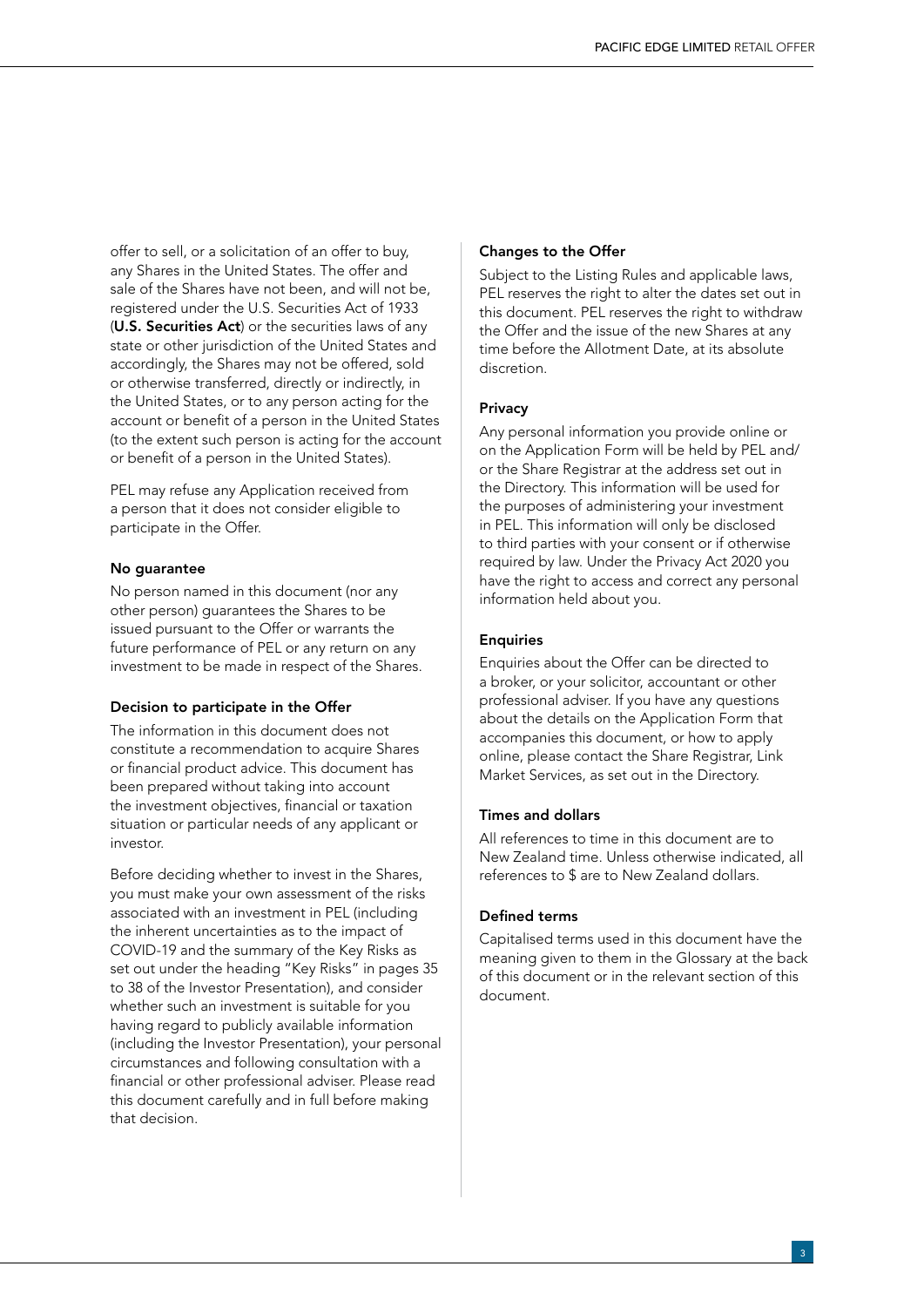offer to sell, or a solicitation of an offer to buy, any Shares in the United States. The offer and sale of the Shares have not been, and will not be, registered under the U.S. Securities Act of 1933 (**U.S. Securities Act**) or the securities laws of any state or other jurisdiction of the United States and accordingly, the Shares may not be offered, sold or otherwise transferred, directly or indirectly, in the United States, or to any person acting for the account or benefit of a person in the United States (to the extent such person is acting for the account or benefit of a person in the United States).

PEL may refuse any Application received from a person that it does not consider eligible to participate in the Offer.

### No guarantee

No person named in this document (nor any other person) guarantees the Shares to be issued pursuant to the Offer or warrants the future performance of PEL or any return on any investment to be made in respect of the Shares.

### Decision to participate in the Offer

The information in this document does not constitute a recommendation to acquire Shares or financial product advice. This document has been prepared without taking into account the investment objectives, financial or taxation situation or particular needs of any applicant or investor.

Before deciding whether to invest in the Shares, you must make your own assessment of the risks associated with an investment in PEL (including the inherent uncertainties as to the impact of COVID-19 and the summary of the Key Risks as set out under the heading "Key Risks" in pages 35 to 38 of the Investor Presentation), and consider whether such an investment is suitable for you having regard to publicly available information (including the Investor Presentation), your personal circumstances and following consultation with a financial or other professional adviser. Please read this document carefully and in full before making that decision.

### Changes to the Offer

Subject to the Listing Rules and applicable laws, PEL reserves the right to alter the dates set out in this document. PEL reserves the right to withdraw the Offer and the issue of the new Shares at any time before the Allotment Date, at its absolute discretion.

### Privacy

Any personal information you provide online or on the Application Form will be held by PEL and/or the Share Registrar at the address set out in the Directory. This information will be used for the purposes of administering your investment in PEL. This information will only be disclosed to third parties with your consent or if otherwise required by law. Under the Privacy Act 2020 you have the right to access and correct any personal information held about you.

### Enquiries

Enquiries about the Offer can be directed to a broker, or your solicitor, accountant or other professional adviser. If you have any questions about the details on the Application Form that accompanies this document, or how to apply online, please contact the Share Registrar, Link Market Services, as set out in the Directory.

### Times and dollars

All references to time in this document are to New Zealand time. Unless otherwise indicated, all references to $ are to New Zealand dollars.

### Defined terms

Capitalised terms used in this document have the meaning given to them in the Glossary at the back of this document or in the relevant section of this document.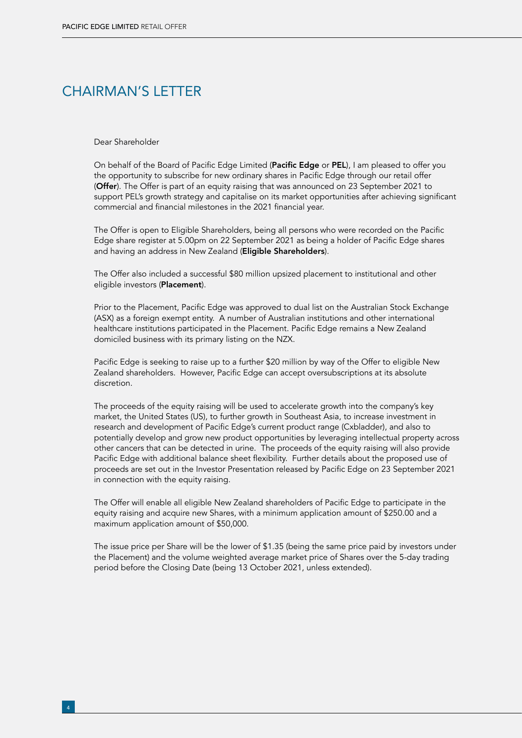# CHAIRMAN'S LETTER

Dear Shareholder

On behalf of the Board of Pacific Edge Limited (**Pacific Edge** or **PEL**), I am pleased to offer you the opportunity to subscribe for new ordinary shares in Pacific Edge through our retail offer (**Offer**). The Offer is part of an equity raising that was announced on 23 September 2021 to support PEL's growth strategy and capitalise on its market opportunities after achieving significant commercial and financial milestones in the 2021 financial year.

The Offer is open to Eligible Shareholders, being all persons who were recorded on the Pacific Edge share register at 5.00pm on 22 September 2021 as being a holder of Pacific Edge shares and having an address in New Zealand (**Eligible Shareholders**).

The Offer also included a successful $80 million upsized placement to institutional and other eligible investors (**Placement**).

Prior to the Placement, Pacific Edge was approved to dual list on the Australian Stock Exchange (ASX) as a foreign exempt entity. A number of Australian institutions and other international healthcare institutions participated in the Placement. Pacific Edge remains a New Zealand domiciled business with its primary listing on the NZX.

Pacific Edge is seeking to raise up to a further $20 million by way of the Offer to eligible New Zealand shareholders. However, Pacific Edge can accept oversubscriptions at its absolute discretion.

The proceeds of the equity raising will be used to accelerate growth into the company's key market, the United States (US), to further growth in Southeast Asia, to increase investment in research and development of Pacific Edge's current product range (Cxbladder), and also to potentially develop and grow new product opportunities by leveraging intellectual property across other cancers that can be detected in urine. The proceeds of the equity raising will also provide Pacific Edge with additional balance sheet flexibility. Further details about the proposed use of proceeds are set out in the Investor Presentation released by Pacific Edge on 23 September 2021 in connection with the equity raising.

The Offer will enable all eligible New Zealand shareholders of Pacific Edge to participate in the equity raising and acquire new Shares, with a minimum application amount of $250.00 and a maximum application amount of $50,000.

The issue price per Share will be the lower of $1.35 (being the same price paid by investors under the Placement) and the volume weighted average market price of Shares over the 5-day trading period before the Closing Date (being 13 October 2021, unless extended).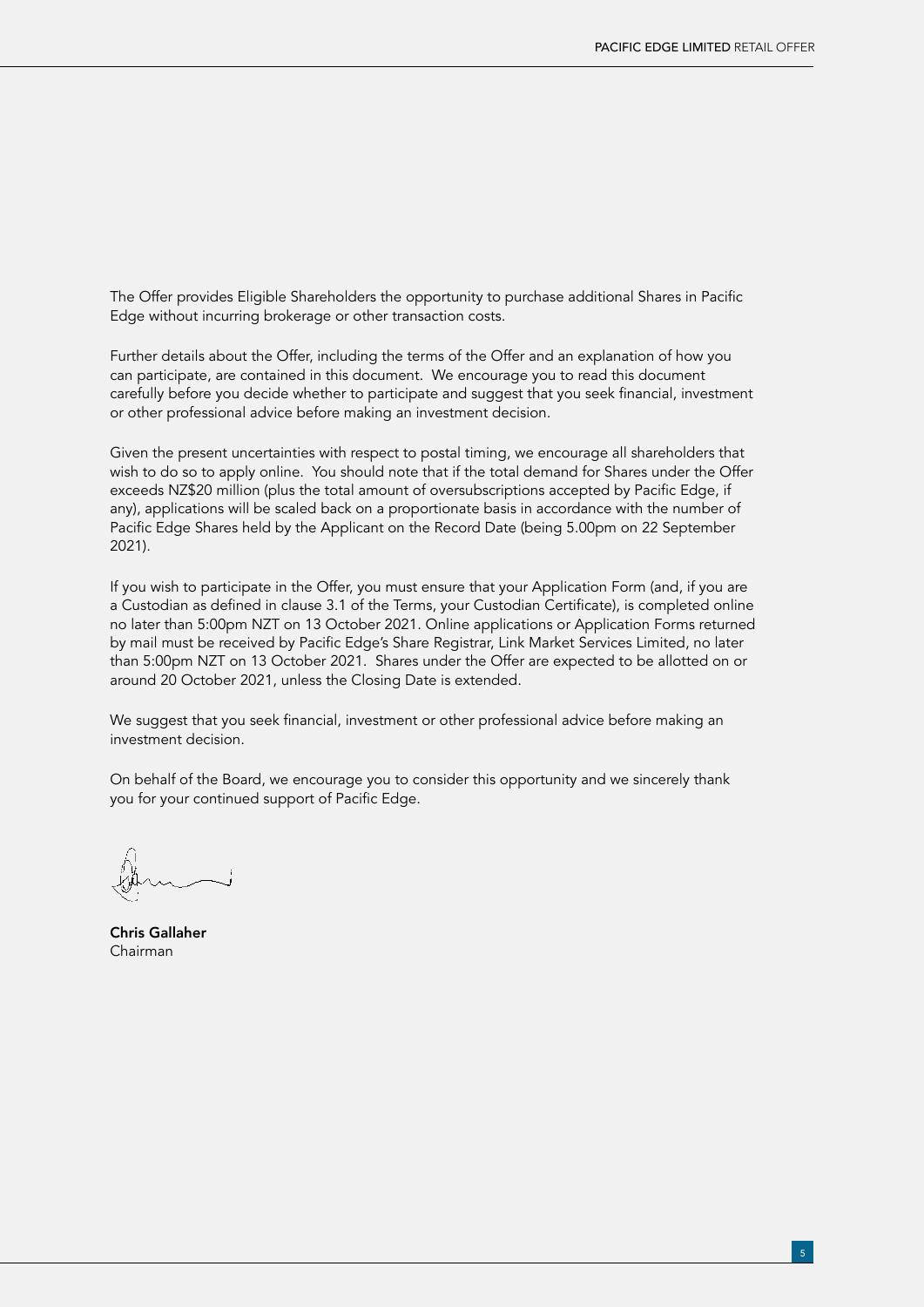The Offer provides Eligible Shareholders the opportunity to purchase additional Shares in Pacific Edge without incurring brokerage or other transaction costs.

Further details about the Offer, including the terms of the Offer and an explanation of how you can participate, are contained in this document. We encourage you to read this document carefully before you decide whether to participate and suggest that you seek financial, investment or other professional advice before making an investment decision.

Given the present uncertainties with respect to postal timing, we encourage all shareholders that wish to do so to apply online. You should note that if the total demand for Shares under the Offer exceeds NZ$20 million (plus the total amount of oversubscriptions accepted by Pacific Edge, if any), applications will be scaled back on a proportionate basis in accordance with the number of Pacific Edge Shares held by the Applicant on the Record Date (being 5.00pm on 22 September 2021).

If you wish to participate in the Offer, you must ensure that your Application Form (and, if you are a Custodian as defined in clause 3.1 of the Terms, your Custodian Certificate), is completed online no later than 5:00pm NZT on 13 October 2021. Online applications or Application Forms returned by mail must be received by Pacific Edge's Share Registrar, Link Market Services Limited, no later than 5:00pm NZT on 13 October 2021. Shares under the Offer are expected to be allotted on or around 20 October 2021, unless the Closing Date is extended.

We suggest that you seek financial, investment or other professional advice before making an investment decision.

On behalf of the Board, we encourage you to consider this opportunity and we sincerely thank you for your continued support of Pacific Edge.

**Chris Gallaher**
Chairman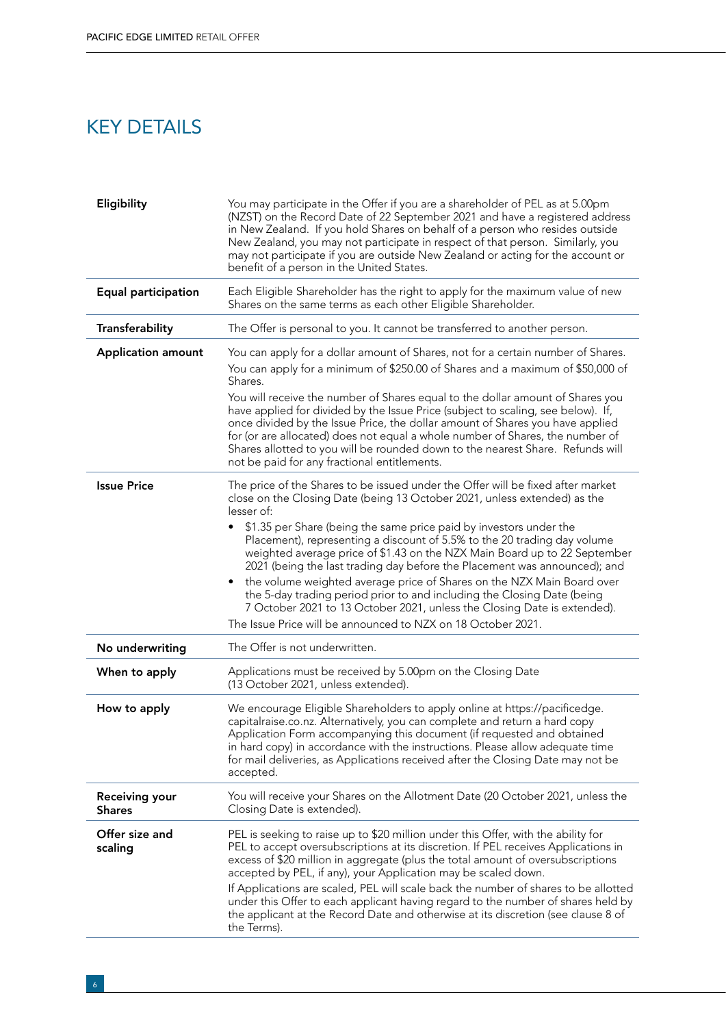# KEY DETAILS

| | |
|---|---|
| **Eligibility** | You may participate in the Offer if you are a shareholder of PEL as at 5.00pm (NZST) on the Record Date of 22 September 2021 and have a registered address in New Zealand. If you hold Shares on behalf of a person who resides outside New Zealand, you may not participate in respect of that person. Similarly, you may not participate if you are outside New Zealand or acting for the account or benefit of a person in the United States. |
| **Equal participation** | Each Eligible Shareholder has the right to apply for the maximum value of new Shares on the same terms as each other Eligible Shareholder. |
| **Transferability** | The Offer is personal to you. It cannot be transferred to another person. |
| **Application amount** | You can apply for a dollar amount of Shares, not for a certain number of Shares.<br>You can apply for a minimum of $250.00 of Shares and a maximum of $50,000 of Shares.<br>You will receive the number of Shares equal to the dollar amount of Shares you have applied for divided by the Issue Price (subject to scaling, see below). If, once divided by the Issue Price, the dollar amount of Shares you have applied for (or are allocated) does not equal a whole number of Shares, the number of Shares allotted to you will be rounded down to the nearest Share. Refunds will not be paid for any fractional entitlements. |
| **Issue Price** | The price of the Shares to be issued under the Offer will be fixed after market close on the Closing Date (being 13 October 2021, unless extended) as the lesser of:<br>• $1.35 per Share (being the same price paid by investors under the Placement), representing a discount of 5.5% to the 20 trading day volume weighted average price of $1.43 on the NZX Main Board up to 22 September 2021 (being the last trading day before the Placement was announced); and<br>• the volume weighted average price of Shares on the NZX Main Board over the 5-day trading period prior to and including the Closing Date (being 7 October 2021 to 13 October 2021, unless the Closing Date is extended).<br>The Issue Price will be announced to NZX on 18 October 2021. |
| **No underwriting** | The Offer is not underwritten. |
| **When to apply** | Applications must be received by 5.00pm on the Closing Date (13 October 2021, unless extended). |
| **How to apply** | We encourage Eligible Shareholders to apply online at https://pacificedge.capitalraise.co.nz. Alternatively, you can complete and return a hard copy Application Form accompanying this document (if requested and obtained in hard copy) in accordance with the instructions. Please allow adequate time for mail deliveries, as Applications received after the Closing Date may not be accepted. |
| **Receiving your Shares** | You will receive your Shares on the Allotment Date (20 October 2021, unless the Closing Date is extended). |
| **Offer size and scaling** | PEL is seeking to raise up to $20 million under this Offer, with the ability for PEL to accept oversubscriptions at its discretion. If PEL receives Applications in excess of $20 million in aggregate (plus the total amount of oversubscriptions accepted by PEL, if any), your Application may be scaled down.<br>If Applications are scaled, PEL will scale back the number of shares to be allotted under this Offer to each applicant having regard to the number of shares held by the applicant at the Record Date and otherwise at its discretion (see clause 8 of the Terms). |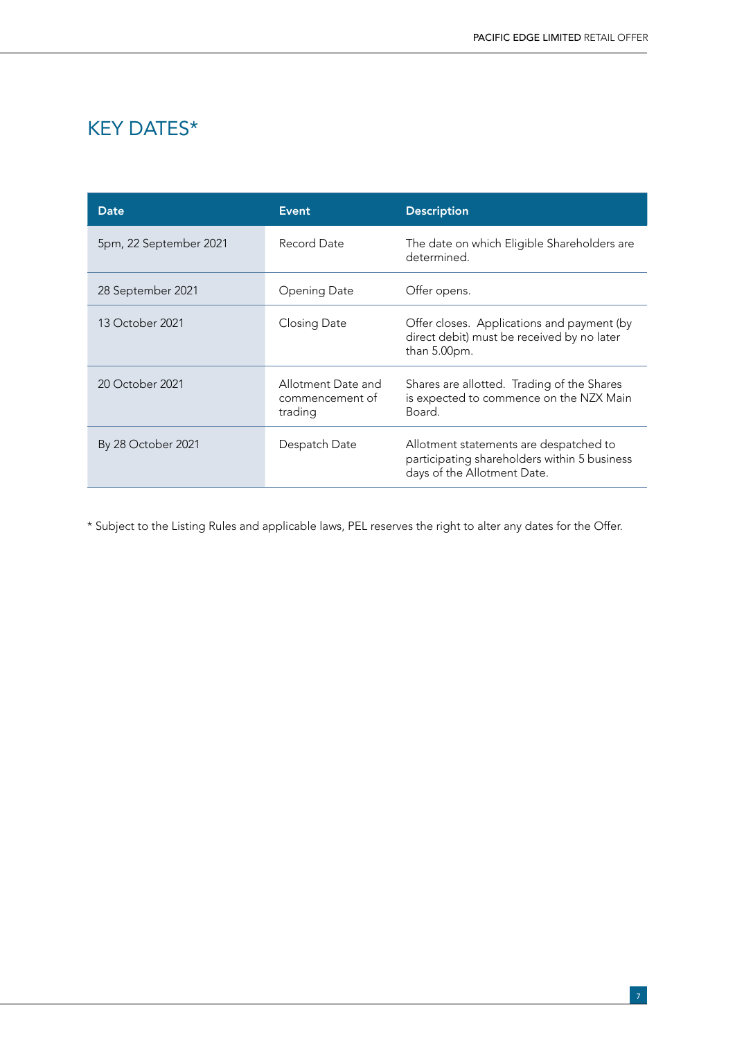# KEY DATES*

| Date | Event | Description |
| --- | --- | --- |
| 5pm, 22 September 2021 | Record Date | The date on which Eligible Shareholders are determined. |
| 28 September 2021 | Opening Date | Offer opens. |
| 13 October 2021 | Closing Date | Offer closes. Applications and payment (by direct debit) must be received by no later than 5.00pm. |
| 20 October 2021 | Allotment Date and commencement of trading | Shares are allotted. Trading of the Shares is expected to commence on the NZX Main Board. |
| By 28 October 2021 | Despatch Date | Allotment statements are despatched to participating shareholders within 5 business days of the Allotment Date. |

* Subject to the Listing Rules and applicable laws, PEL reserves the right to alter any dates for the Offer.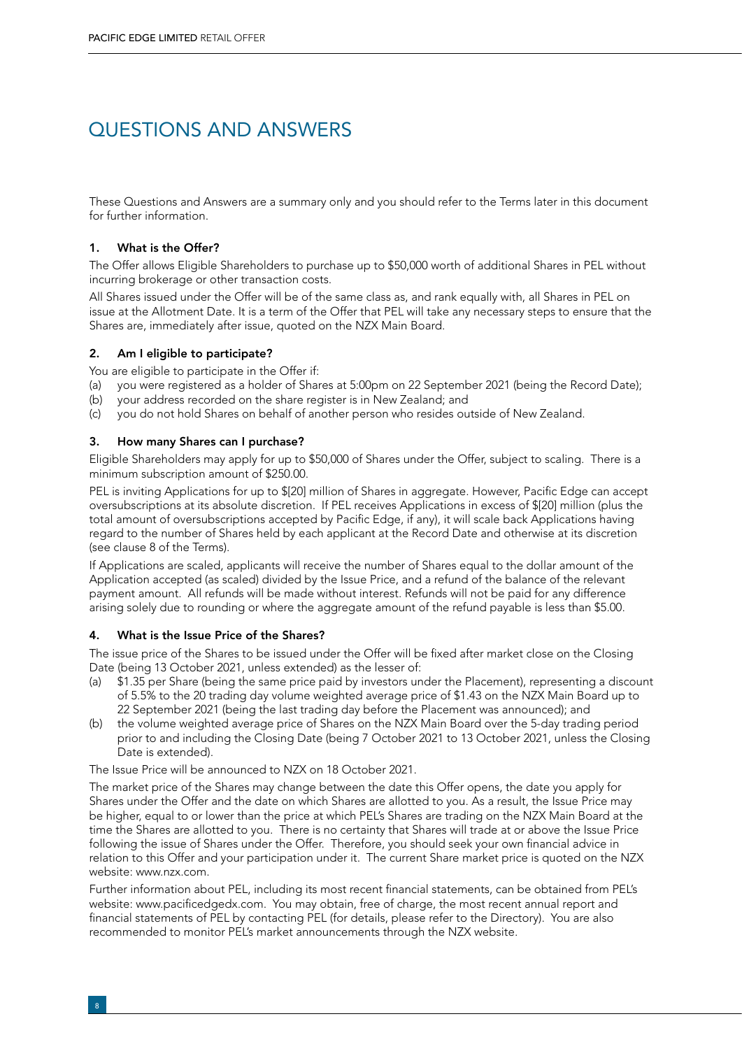# QUESTIONS AND ANSWERS

These Questions and Answers are a summary only and you should refer to the Terms later in this document for further information.

### 1. What is the Offer?

The Offer allows Eligible Shareholders to purchase up to $50,000 worth of additional Shares in PEL without incurring brokerage or other transaction costs.

All Shares issued under the Offer will be of the same class as, and rank equally with, all Shares in PEL on issue at the Allotment Date. It is a term of the Offer that PEL will take any necessary steps to ensure that the Shares are, immediately after issue, quoted on the NZX Main Board.

### 2. Am I eligible to participate?

You are eligible to participate in the Offer if:

(a) you were registered as a holder of Shares at 5:00pm on 22 September 2021 (being the Record Date);
(b) your address recorded on the share register is in New Zealand; and
(c) you do not hold Shares on behalf of another person who resides outside of New Zealand.

### 3. How many Shares can I purchase?

Eligible Shareholders may apply for up to $50,000 of Shares under the Offer, subject to scaling. There is a minimum subscription amount of $250.00.

PEL is inviting Applications for up to $[20] million of Shares in aggregate. However, Pacific Edge can accept oversubscriptions at its absolute discretion. If PEL receives Applications in excess of $[20] million (plus the total amount of oversubscriptions accepted by Pacific Edge, if any), it will scale back Applications having regard to the number of Shares held by each applicant at the Record Date and otherwise at its discretion (see clause 8 of the Terms).

If Applications are scaled, applicants will receive the number of Shares equal to the dollar amount of the Application accepted (as scaled) divided by the Issue Price, and a refund of the balance of the relevant payment amount. All refunds will be made without interest. Refunds will not be paid for any difference arising solely due to rounding or where the aggregate amount of the refund payable is less than $5.00.

### 4. What is the Issue Price of the Shares?

The issue price of the Shares to be issued under the Offer will be fixed after market close on the Closing Date (being 13 October 2021, unless extended) as the lesser of:

(a) $1.35 per Share (being the same price paid by investors under the Placement), representing a discount of 5.5% to the 20 trading day volume weighted average price of $1.43 on the NZX Main Board up to 22 September 2021 (being the last trading day before the Placement was announced); and
(b) the volume weighted average price of Shares on the NZX Main Board over the 5-day trading period prior to and including the Closing Date (being 7 October 2021 to 13 October 2021, unless the Closing Date is extended).

The Issue Price will be announced to NZX on 18 October 2021.

The market price of the Shares may change between the date this Offer opens, the date you apply for Shares under the Offer and the date on which Shares are allotted to you. As a result, the Issue Price may be higher, equal to or lower than the price at which PEL's Shares are trading on the NZX Main Board at the time the Shares are allotted to you. There is no certainty that Shares will trade at or above the Issue Price following the issue of Shares under the Offer. Therefore, you should seek your own financial advice in relation to this Offer and your participation under it. The current Share market price is quoted on the NZX website: www.nzx.com.

Further information about PEL, including its most recent financial statements, can be obtained from PEL's website: www.pacificedgedx.com. You may obtain, free of charge, the most recent annual report and financial statements of PEL by contacting PEL (for details, please refer to the Directory). You are also recommended to monitor PEL's market announcements through the NZX website.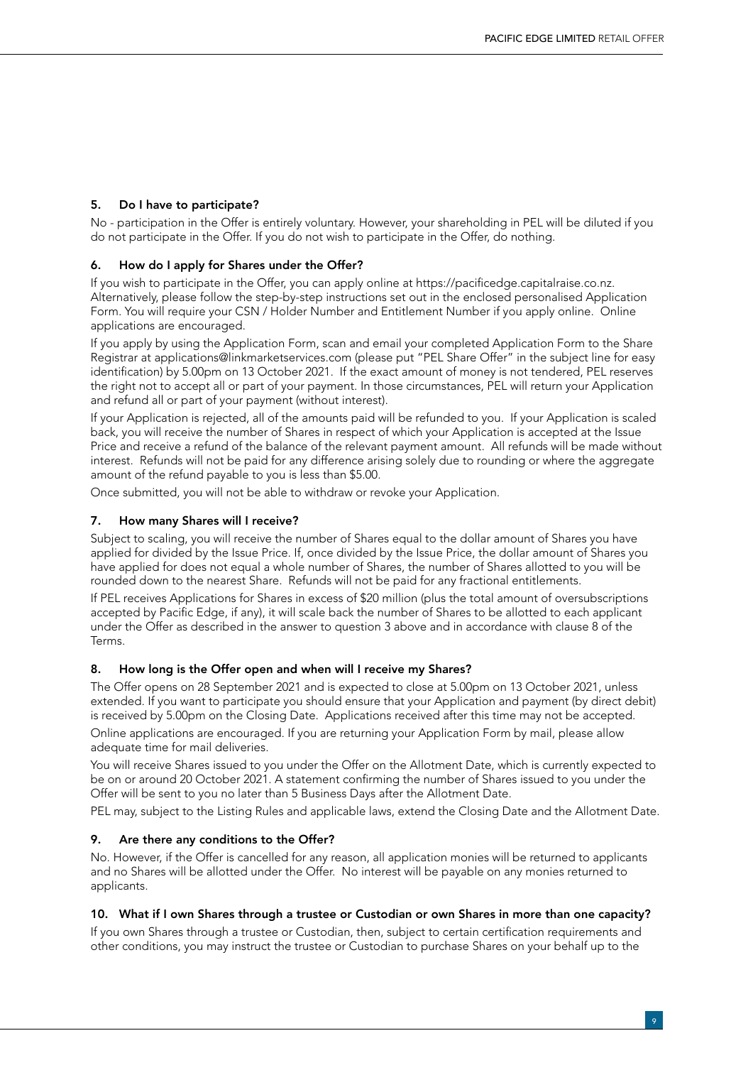### 5. Do I have to participate?

No - participation in the Offer is entirely voluntary. However, your shareholding in PEL will be diluted if you do not participate in the Offer. If you do not wish to participate in the Offer, do nothing.

### 6. How do I apply for Shares under the Offer?

If you wish to participate in the Offer, you can apply online at https://pacificedge.capitalraise.co.nz. Alternatively, please follow the step-by-step instructions set out in the enclosed personalised Application Form. You will require your CSN / Holder Number and Entitlement Number if you apply online. Online applications are encouraged.

If you apply by using the Application Form, scan and email your completed Application Form to the Share Registrar at applications@linkmarketservices.com (please put "PEL Share Offer" in the subject line for easy identification) by 5.00pm on 13 October 2021. If the exact amount of money is not tendered, PEL reserves the right not to accept all or part of your payment. In those circumstances, PEL will return your Application and refund all or part of your payment (without interest).

If your Application is rejected, all of the amounts paid will be refunded to you. If your Application is scaled back, you will receive the number of Shares in respect of which your Application is accepted at the Issue Price and receive a refund of the balance of the relevant payment amount. All refunds will be made without interest. Refunds will not be paid for any difference arising solely due to rounding or where the aggregate amount of the refund payable to you is less than $5.00.

Once submitted, you will not be able to withdraw or revoke your Application.

### 7. How many Shares will I receive?

Subject to scaling, you will receive the number of Shares equal to the dollar amount of Shares you have applied for divided by the Issue Price. If, once divided by the Issue Price, the dollar amount of Shares you have applied for does not equal a whole number of Shares, the number of Shares allotted to you will be rounded down to the nearest Share. Refunds will not be paid for any fractional entitlements.

If PEL receives Applications for Shares in excess of $20 million (plus the total amount of oversubscriptions accepted by Pacific Edge, if any), it will scale back the number of Shares to be allotted to each applicant under the Offer as described in the answer to question 3 above and in accordance with clause 8 of the Terms.

### 8. How long is the Offer open and when will I receive my Shares?

The Offer opens on 28 September 2021 and is expected to close at 5.00pm on 13 October 2021, unless extended. If you want to participate you should ensure that your Application and payment (by direct debit) is received by 5.00pm on the Closing Date. Applications received after this time may not be accepted.

Online applications are encouraged. If you are returning your Application Form by mail, please allow adequate time for mail deliveries.

You will receive Shares issued to you under the Offer on the Allotment Date, which is currently expected to be on or around 20 October 2021. A statement confirming the number of Shares issued to you under the Offer will be sent to you no later than 5 Business Days after the Allotment Date.

PEL may, subject to the Listing Rules and applicable laws, extend the Closing Date and the Allotment Date.

### 9. Are there any conditions to the Offer?

No. However, if the Offer is cancelled for any reason, all application monies will be returned to applicants and no Shares will be allotted under the Offer. No interest will be payable on any monies returned to applicants.

### 10. What if I own Shares through a trustee or Custodian or own Shares in more than one capacity?

If you own Shares through a trustee or Custodian, then, subject to certain certification requirements and other conditions, you may instruct the trustee or Custodian to purchase Shares on your behalf up to the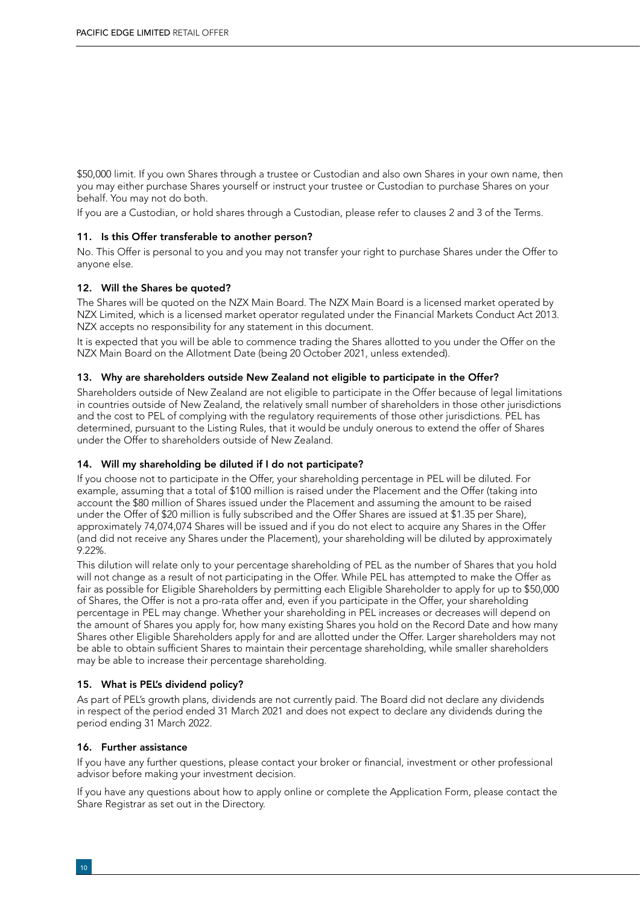$50,000 limit. If you own Shares through a trustee or Custodian and also own Shares in your own name, then you may either purchase Shares yourself or instruct your trustee or Custodian to purchase Shares on your behalf. You may not do both.

If you are a Custodian, or hold shares through a Custodian, please refer to clauses 2 and 3 of the Terms.

### 11. Is this Offer transferable to another person?

No. This Offer is personal to you and you may not transfer your right to purchase Shares under the Offer to anyone else.

### 12. Will the Shares be quoted?

The Shares will be quoted on the NZX Main Board. The NZX Main Board is a licensed market operated by NZX Limited, which is a licensed market operator regulated under the Financial Markets Conduct Act 2013. NZX accepts no responsibility for any statement in this document.

It is expected that you will be able to commence trading the Shares allotted to you under the Offer on the NZX Main Board on the Allotment Date (being 20 October 2021, unless extended).

### 13. Why are shareholders outside New Zealand not eligible to participate in the Offer?

Shareholders outside of New Zealand are not eligible to participate in the Offer because of legal limitations in countries outside of New Zealand, the relatively small number of shareholders in those other jurisdictions and the cost to PEL of complying with the regulatory requirements of those other jurisdictions. PEL has determined, pursuant to the Listing Rules, that it would be unduly onerous to extend the offer of Shares under the Offer to shareholders outside of New Zealand.

### 14. Will my shareholding be diluted if I do not participate?

If you choose not to participate in the Offer, your shareholding percentage in PEL will be diluted. For example, assuming that a total of $100 million is raised under the Placement and the Offer (taking into account the $80 million of Shares issued under the Placement and assuming the amount to be raised under the Offer of $20 million is fully subscribed and the Offer Shares are issued at $1.35 per Share), approximately 74,074,074 Shares will be issued and if you do not elect to acquire any Shares in the Offer (and did not receive any Shares under the Placement), your shareholding will be diluted by approximately 9.22%.

This dilution will relate only to your percentage shareholding of PEL as the number of Shares that you hold will not change as a result of not participating in the Offer. While PEL has attempted to make the Offer as fair as possible for Eligible Shareholders by permitting each Eligible Shareholder to apply for up to $50,000 of Shares, the Offer is not a pro-rata offer and, even if you participate in the Offer, your shareholding percentage in PEL may change. Whether your shareholding in PEL increases or decreases will depend on the amount of Shares you apply for, how many existing Shares you hold on the Record Date and how many Shares other Eligible Shareholders apply for and are allotted under the Offer. Larger shareholders may not be able to obtain sufficient Shares to maintain their percentage shareholding, while smaller shareholders may be able to increase their percentage shareholding.

### 15. What is PEL's dividend policy?

As part of PEL's growth plans, dividends are not currently paid. The Board did not declare any dividends in respect of the period ended 31 March 2021 and does not expect to declare any dividends during the period ending 31 March 2022.

### 16. Further assistance

If you have any further questions, please contact your broker or financial, investment or other professional advisor before making your investment decision.

If you have any questions about how to apply online or complete the Application Form, please contact the Share Registrar as set out in the Directory.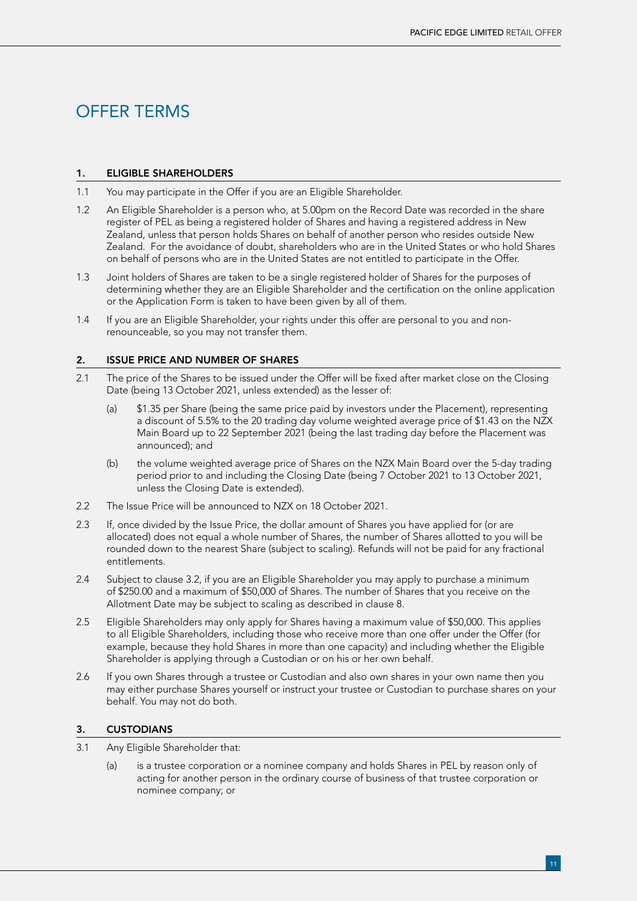# OFFER TERMS

## 1. ELIGIBLE SHAREHOLDERS

1.1 You may participate in the Offer if you are an Eligible Shareholder.

1.2 An Eligible Shareholder is a person who, at 5.00pm on the Record Date was recorded in the share register of PEL as being a registered holder of Shares and having a registered address in New Zealand, unless that person holds Shares on behalf of another person who resides outside New Zealand. For the avoidance of doubt, shareholders who are in the United States or who hold Shares on behalf of persons who are in the United States are not entitled to participate in the Offer.

1.3 Joint holders of Shares are taken to be a single registered holder of Shares for the purposes of determining whether they are an Eligible Shareholder and the certification on the online application or the Application Form is taken to have been given by all of them.

1.4 If you are an Eligible Shareholder, your rights under this offer are personal to you and non-renounceable, so you may not transfer them.

## 2. ISSUE PRICE AND NUMBER OF SHARES

2.1 The price of the Shares to be issued under the Offer will be fixed after market close on the Closing Date (being 13 October 2021, unless extended) as the lesser of:

(a) $1.35 per Share (being the same price paid by investors under the Placement), representing a discount of 5.5% to the 20 trading day volume weighted average price of $1.43 on the NZX Main Board up to 22 September 2021 (being the last trading day before the Placement was announced); and

(b) the volume weighted average price of Shares on the NZX Main Board over the 5-day trading period prior to and including the Closing Date (being 7 October 2021 to 13 October 2021, unless the Closing Date is extended).

2.2 The Issue Price will be announced to NZX on 18 October 2021.

2.3 If, once divided by the Issue Price, the dollar amount of Shares you have applied for (or are allocated) does not equal a whole number of Shares, the number of Shares allotted to you will be rounded down to the nearest Share (subject to scaling). Refunds will not be paid for any fractional entitlements.

2.4 Subject to clause 3.2, if you are an Eligible Shareholder you may apply to purchase a minimum of $250.00 and a maximum of $50,000 of Shares. The number of Shares that you receive on the Allotment Date may be subject to scaling as described in clause 8.

2.5 Eligible Shareholders may only apply for Shares having a maximum value of $50,000. This applies to all Eligible Shareholders, including those who receive more than one offer under the Offer (for example, because they hold Shares in more than one capacity) and including whether the Eligible Shareholder is applying through a Custodian or on his or her own behalf.

2.6 If you own Shares through a trustee or Custodian and also own shares in your own name then you may either purchase Shares yourself or instruct your trustee or Custodian to purchase shares on your behalf. You may not do both.

## 3. CUSTODIANS

3.1 Any Eligible Shareholder that:

(a) is a trustee corporation or a nominee company and holds Shares in PEL by reason only of acting for another person in the ordinary course of business of that trustee corporation or nominee company; or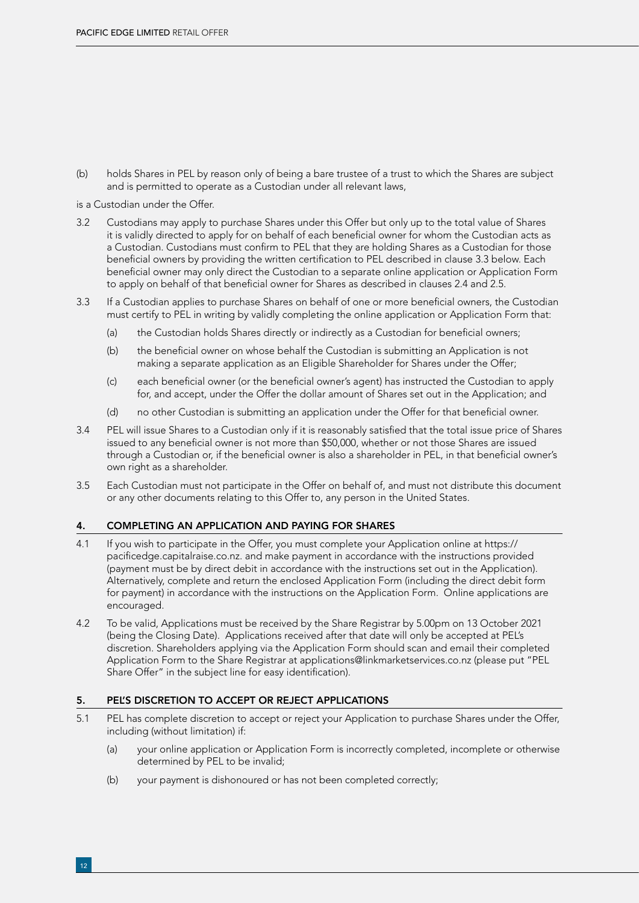(b) holds Shares in PEL by reason only of being a bare trustee of a trust to which the Shares are subject and is permitted to operate as a Custodian under all relevant laws,

is a Custodian under the Offer.

3.2 Custodians may apply to purchase Shares under this Offer but only up to the total value of Shares it is validly directed to apply for on behalf of each beneficial owner for whom the Custodian acts as a Custodian. Custodians must confirm to PEL that they are holding Shares as a Custodian for those beneficial owners by providing the written certification to PEL described in clause 3.3 below. Each beneficial owner may only direct the Custodian to a separate online application or Application Form to apply on behalf of that beneficial owner for Shares as described in clauses 2.4 and 2.5.

3.3 If a Custodian applies to purchase Shares on behalf of one or more beneficial owners, the Custodian must certify to PEL in writing by validly completing the online application or Application Form that:

(a) the Custodian holds Shares directly or indirectly as a Custodian for beneficial owners;

(b) the beneficial owner on whose behalf the Custodian is submitting an Application is not making a separate application as an Eligible Shareholder for Shares under the Offer;

(c) each beneficial owner (or the beneficial owner's agent) has instructed the Custodian to apply for, and accept, under the Offer the dollar amount of Shares set out in the Application; and

(d) no other Custodian is submitting an application under the Offer for that beneficial owner.

3.4 PEL will issue Shares to a Custodian only if it is reasonably satisfied that the total issue price of Shares issued to any beneficial owner is not more than $50,000, whether or not those Shares are issued through a Custodian or, if the beneficial owner is also a shareholder in PEL, in that beneficial owner's own right as a shareholder.

3.5 Each Custodian must not participate in the Offer on behalf of, and must not distribute this document or any other documents relating to this Offer to, any person in the United States.

## 4. COMPLETING AN APPLICATION AND PAYING FOR SHARES

4.1 If you wish to participate in the Offer, you must complete your Application online at https://pacificedge.capitalraise.co.nz. and make payment in accordance with the instructions provided (payment must be by direct debit in accordance with the instructions set out in the Application). Alternatively, complete and return the enclosed Application Form (including the direct debit form for payment) in accordance with the instructions on the Application Form. Online applications are encouraged.

4.2 To be valid, Applications must be received by the Share Registrar by 5.00pm on 13 October 2021 (being the Closing Date). Applications received after that date will only be accepted at PEL's discretion. Shareholders applying via the Application Form should scan and email their completed Application Form to the Share Registrar at applications@linkmarketservices.co.nz (please put "PEL Share Offer" in the subject line for easy identification).

## 5. PEL'S DISCRETION TO ACCEPT OR REJECT APPLICATIONS

5.1 PEL has complete discretion to accept or reject your Application to purchase Shares under the Offer, including (without limitation) if:

(a) your online application or Application Form is incorrectly completed, incomplete or otherwise determined by PEL to be invalid;

(b) your payment is dishonoured or has not been completed correctly;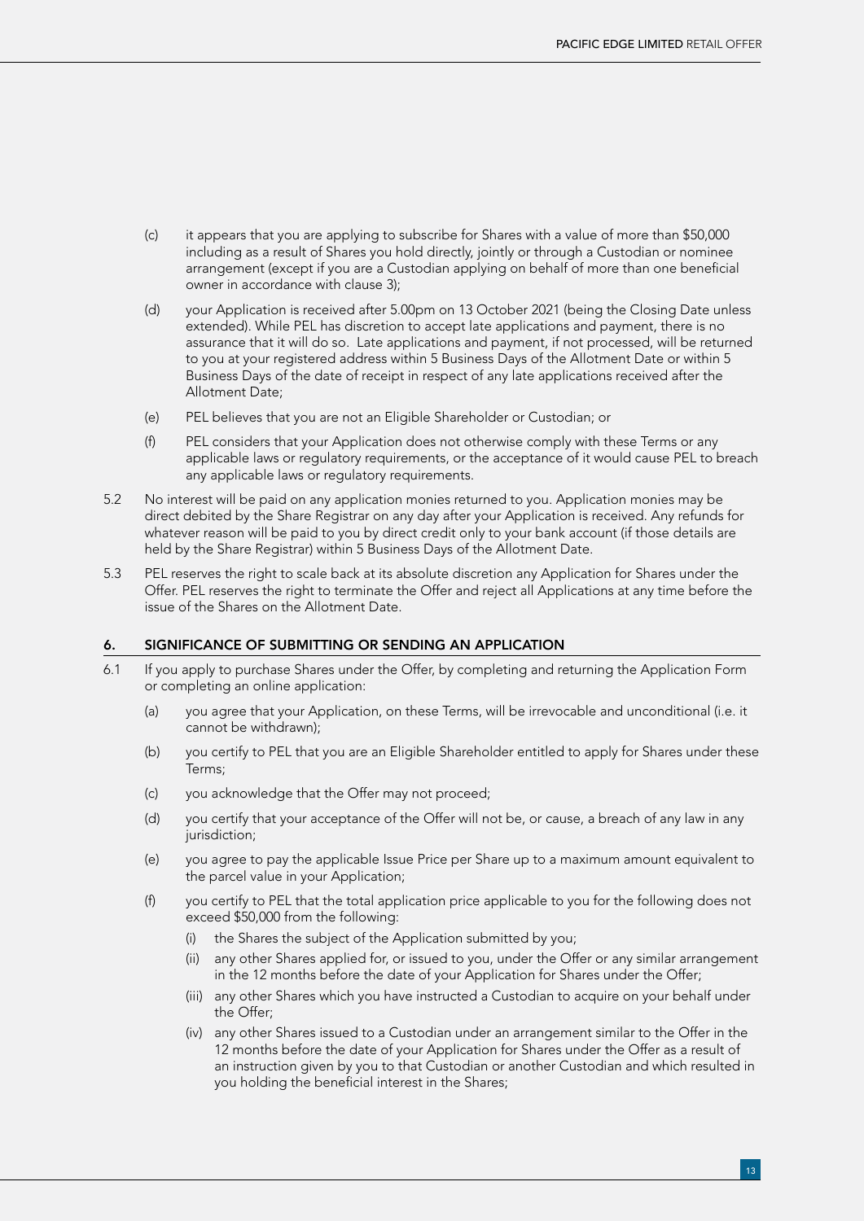(c) it appears that you are applying to subscribe for Shares with a value of more than $50,000 including as a result of Shares you hold directly, jointly or through a Custodian or nominee arrangement (except if you are a Custodian applying on behalf of more than one beneficial owner in accordance with clause 3);

(d) your Application is received after 5.00pm on 13 October 2021 (being the Closing Date unless extended). While PEL has discretion to accept late applications and payment, there is no assurance that it will do so. Late applications and payment, if not processed, will be returned to you at your registered address within 5 Business Days of the Allotment Date or within 5 Business Days of the date of receipt in respect of any late applications received after the Allotment Date;

(e) PEL believes that you are not an Eligible Shareholder or Custodian; or

(f) PEL considers that your Application does not otherwise comply with these Terms or any applicable laws or regulatory requirements, or the acceptance of it would cause PEL to breach any applicable laws or regulatory requirements.

5.2 No interest will be paid on any application monies returned to you. Application monies may be direct debited by the Share Registrar on any day after your Application is received. Any refunds for whatever reason will be paid to you by direct credit only to your bank account (if those details are held by the Share Registrar) within 5 Business Days of the Allotment Date.

5.3 PEL reserves the right to scale back at its absolute discretion any Application for Shares under the Offer. PEL reserves the right to terminate the Offer and reject all Applications at any time before the issue of the Shares on the Allotment Date.

## 6. SIGNIFICANCE OF SUBMITTING OR SENDING AN APPLICATION

6.1 If you apply to purchase Shares under the Offer, by completing and returning the Application Form or completing an online application:

(a) you agree that your Application, on these Terms, will be irrevocable and unconditional (i.e. it cannot be withdrawn);

(b) you certify to PEL that you are an Eligible Shareholder entitled to apply for Shares under these Terms;

(c) you acknowledge that the Offer may not proceed;

(d) you certify that your acceptance of the Offer will not be, or cause, a breach of any law in any jurisdiction;

(e) you agree to pay the applicable Issue Price per Share up to a maximum amount equivalent to the parcel value in your Application;

(f) you certify to PEL that the total application price applicable to you for the following does not exceed $50,000 from the following:

(i) the Shares the subject of the Application submitted by you;

(ii) any other Shares applied for, or issued to you, under the Offer or any similar arrangement in the 12 months before the date of your Application for Shares under the Offer;

(iii) any other Shares which you have instructed a Custodian to acquire on your behalf under the Offer;

(iv) any other Shares issued to a Custodian under an arrangement similar to the Offer in the 12 months before the date of your Application for Shares under the Offer as a result of an instruction given by you to that Custodian or another Custodian and which resulted in you holding the beneficial interest in the Shares;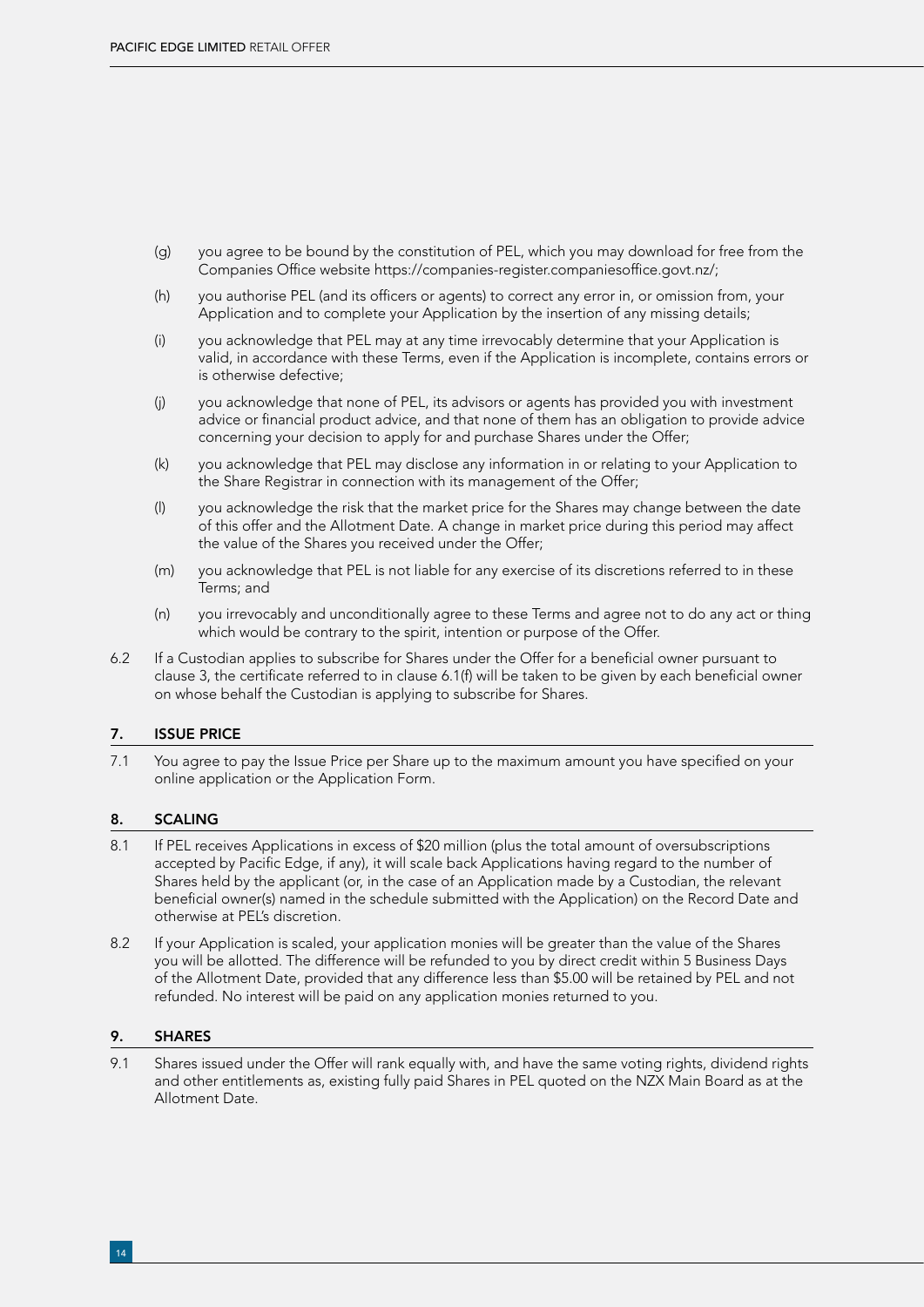(g) you agree to be bound by the constitution of PEL, which you may download for free from the Companies Office website https://companies-register.companiesoffice.govt.nz/;

(h) you authorise PEL (and its officers or agents) to correct any error in, or omission from, your Application and to complete your Application by the insertion of any missing details;

(i) you acknowledge that PEL may at any time irrevocably determine that your Application is valid, in accordance with these Terms, even if the Application is incomplete, contains errors or is otherwise defective;

(j) you acknowledge that none of PEL, its advisors or agents has provided you with investment advice or financial product advice, and that none of them has an obligation to provide advice concerning your decision to apply for and purchase Shares under the Offer;

(k) you acknowledge that PEL may disclose any information in or relating to your Application to the Share Registrar in connection with its management of the Offer;

(l) you acknowledge the risk that the market price for the Shares may change between the date of this offer and the Allotment Date. A change in market price during this period may affect the value of the Shares you received under the Offer;

(m) you acknowledge that PEL is not liable for any exercise of its discretions referred to in these Terms; and

(n) you irrevocably and unconditionally agree to these Terms and agree not to do any act or thing which would be contrary to the spirit, intention or purpose of the Offer.

6.2 If a Custodian applies to subscribe for Shares under the Offer for a beneficial owner pursuant to clause 3, the certificate referred to in clause 6.1(f) will be taken to be given by each beneficial owner on whose behalf the Custodian is applying to subscribe for Shares.

## 7. ISSUE PRICE

7.1 You agree to pay the Issue Price per Share up to the maximum amount you have specified on your online application or the Application Form.

## 8. SCALING

8.1 If PEL receives Applications in excess of $20 million (plus the total amount of oversubscriptions accepted by Pacific Edge, if any), it will scale back Applications having regard to the number of Shares held by the applicant (or, in the case of an Application made by a Custodian, the relevant beneficial owner(s) named in the schedule submitted with the Application) on the Record Date and otherwise at PEL's discretion.

8.2 If your Application is scaled, your application monies will be greater than the value of the Shares you will be allotted. The difference will be refunded to you by direct credit within 5 Business Days of the Allotment Date, provided that any difference less than $5.00 will be retained by PEL and not refunded. No interest will be paid on any application monies returned to you.

## 9. SHARES

9.1 Shares issued under the Offer will rank equally with, and have the same voting rights, dividend rights and other entitlements as, existing fully paid Shares in PEL quoted on the NZX Main Board as at the Allotment Date.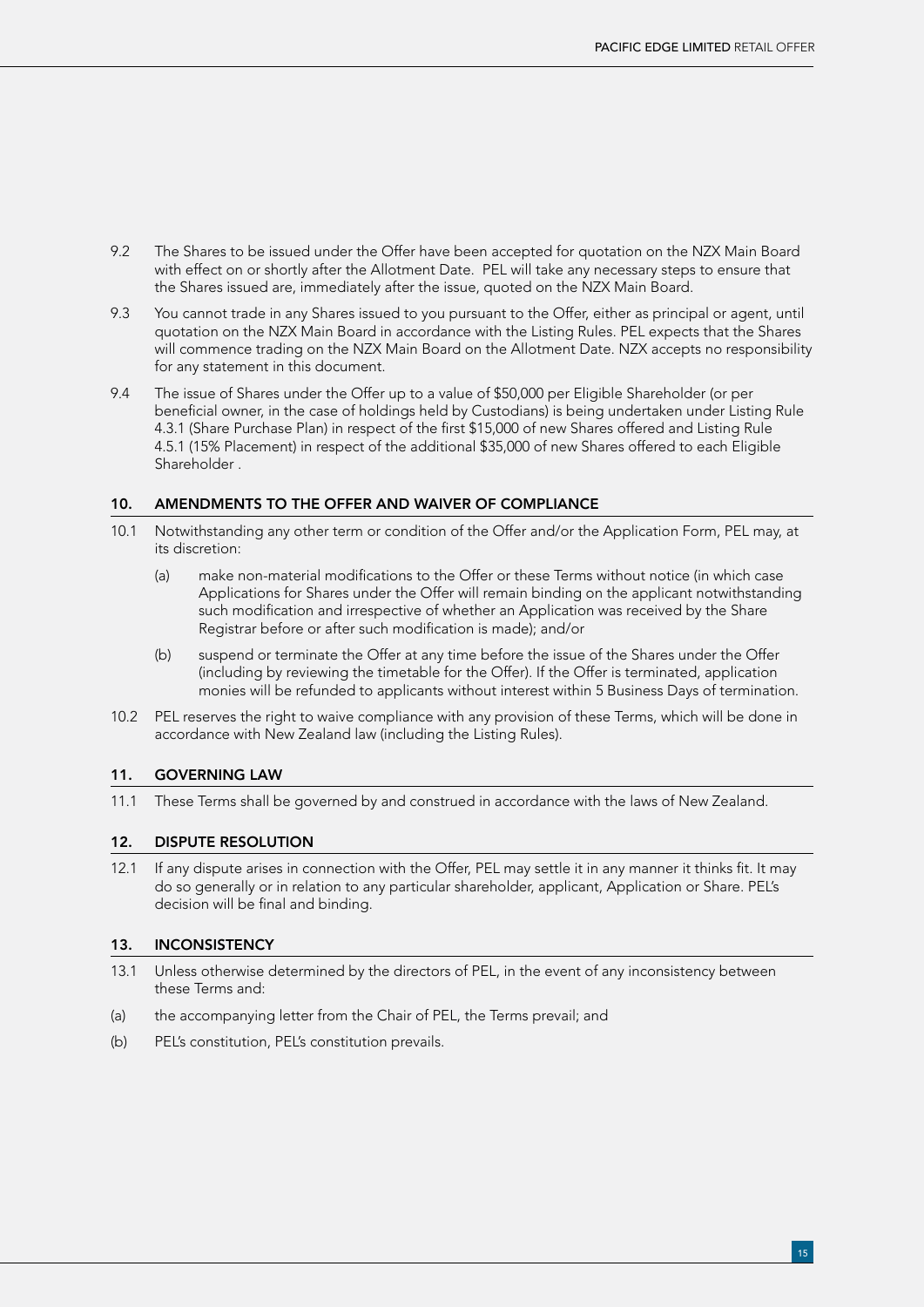9.2 The Shares to be issued under the Offer have been accepted for quotation on the NZX Main Board with effect on or shortly after the Allotment Date. PEL will take any necessary steps to ensure that the Shares issued are, immediately after the issue, quoted on the NZX Main Board.

9.3 You cannot trade in any Shares issued to you pursuant to the Offer, either as principal or agent, until quotation on the NZX Main Board in accordance with the Listing Rules. PEL expects that the Shares will commence trading on the NZX Main Board on the Allotment Date. NZX accepts no responsibility for any statement in this document.

9.4 The issue of Shares under the Offer up to a value of $50,000 per Eligible Shareholder (or per beneficial owner, in the case of holdings held by Custodians) is being undertaken under Listing Rule 4.3.1 (Share Purchase Plan) in respect of the first $15,000 of new Shares offered and Listing Rule 4.5.1 (15% Placement) in respect of the additional $35,000 of new Shares offered to each Eligible Shareholder .

## 10. AMENDMENTS TO THE OFFER AND WAIVER OF COMPLIANCE

10.1 Notwithstanding any other term or condition of the Offer and/or the Application Form, PEL may, at its discretion:

(a) make non-material modifications to the Offer or these Terms without notice (in which case Applications for Shares under the Offer will remain binding on the applicant notwithstanding such modification and irrespective of whether an Application was received by the Share Registrar before or after such modification is made); and/or

(b) suspend or terminate the Offer at any time before the issue of the Shares under the Offer (including by reviewing the timetable for the Offer). If the Offer is terminated, application monies will be refunded to applicants without interest within 5 Business Days of termination.

10.2 PEL reserves the right to waive compliance with any provision of these Terms, which will be done in accordance with New Zealand law (including the Listing Rules).

## 11. GOVERNING LAW

11.1 These Terms shall be governed by and construed in accordance with the laws of New Zealand.

## 12. DISPUTE RESOLUTION

12.1 If any dispute arises in connection with the Offer, PEL may settle it in any manner it thinks fit. It may do so generally or in relation to any particular shareholder, applicant, Application or Share. PEL's decision will be final and binding.

## 13. INCONSISTENCY

13.1 Unless otherwise determined by the directors of PEL, in the event of any inconsistency between these Terms and:

(a) the accompanying letter from the Chair of PEL, the Terms prevail; and

(b) PEL's constitution, PEL's constitution prevails.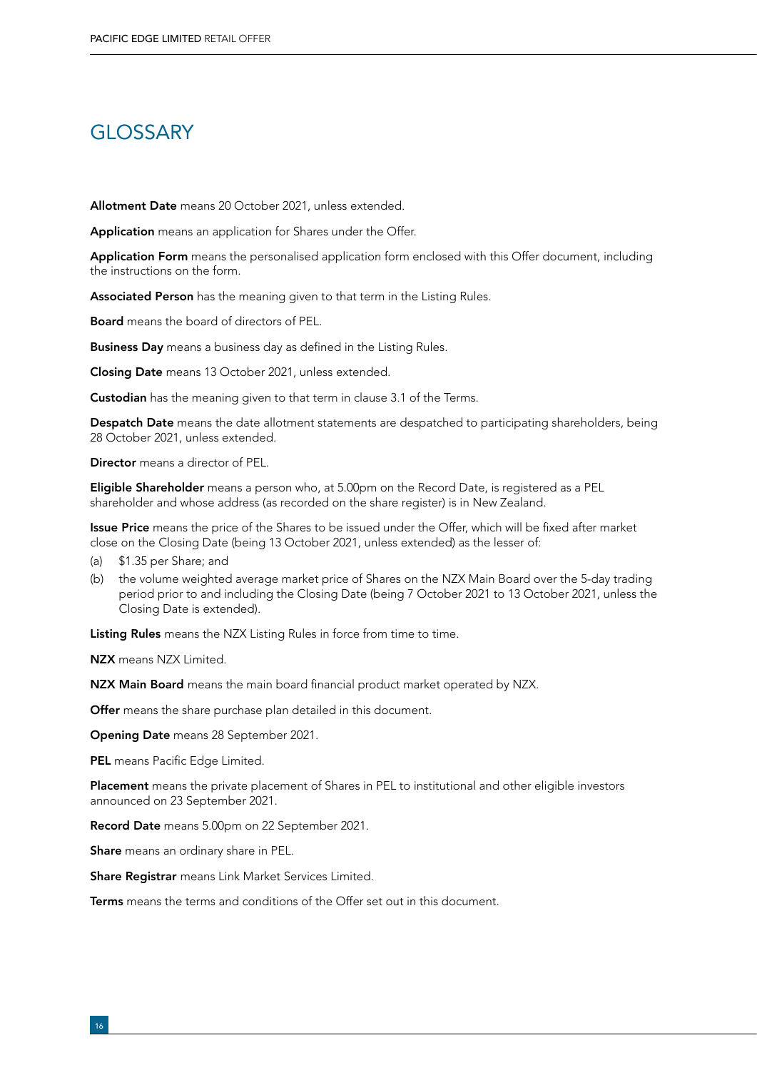# GLOSSARY

**Allotment Date** means 20 October 2021, unless extended.

**Application** means an application for Shares under the Offer.

**Application Form** means the personalised application form enclosed with this Offer document, including the instructions on the form.

**Associated Person** has the meaning given to that term in the Listing Rules.

**Board** means the board of directors of PEL.

**Business Day** means a business day as defined in the Listing Rules.

**Closing Date** means 13 October 2021, unless extended.

**Custodian** has the meaning given to that term in clause 3.1 of the Terms.

**Despatch Date** means the date allotment statements are despatched to participating shareholders, being 28 October 2021, unless extended.

**Director** means a director of PEL.

**Eligible Shareholder** means a person who, at 5.00pm on the Record Date, is registered as a PEL shareholder and whose address (as recorded on the share register) is in New Zealand.

**Issue Price** means the price of the Shares to be issued under the Offer, which will be fixed after market close on the Closing Date (being 13 October 2021, unless extended) as the lesser of:

(a) $1.35 per Share; and

(b) the volume weighted average market price of Shares on the NZX Main Board over the 5-day trading period prior to and including the Closing Date (being 7 October 2021 to 13 October 2021, unless the Closing Date is extended).

**Listing Rules** means the NZX Listing Rules in force from time to time.

**NZX** means NZX Limited.

**NZX Main Board** means the main board financial product market operated by NZX.

**Offer** means the share purchase plan detailed in this document.

**Opening Date** means 28 September 2021.

**PEL** means Pacific Edge Limited.

**Placement** means the private placement of Shares in PEL to institutional and other eligible investors announced on 23 September 2021.

**Record Date** means 5.00pm on 22 September 2021.

**Share** means an ordinary share in PEL.

**Share Registrar** means Link Market Services Limited.

**Terms** means the terms and conditions of the Offer set out in this document.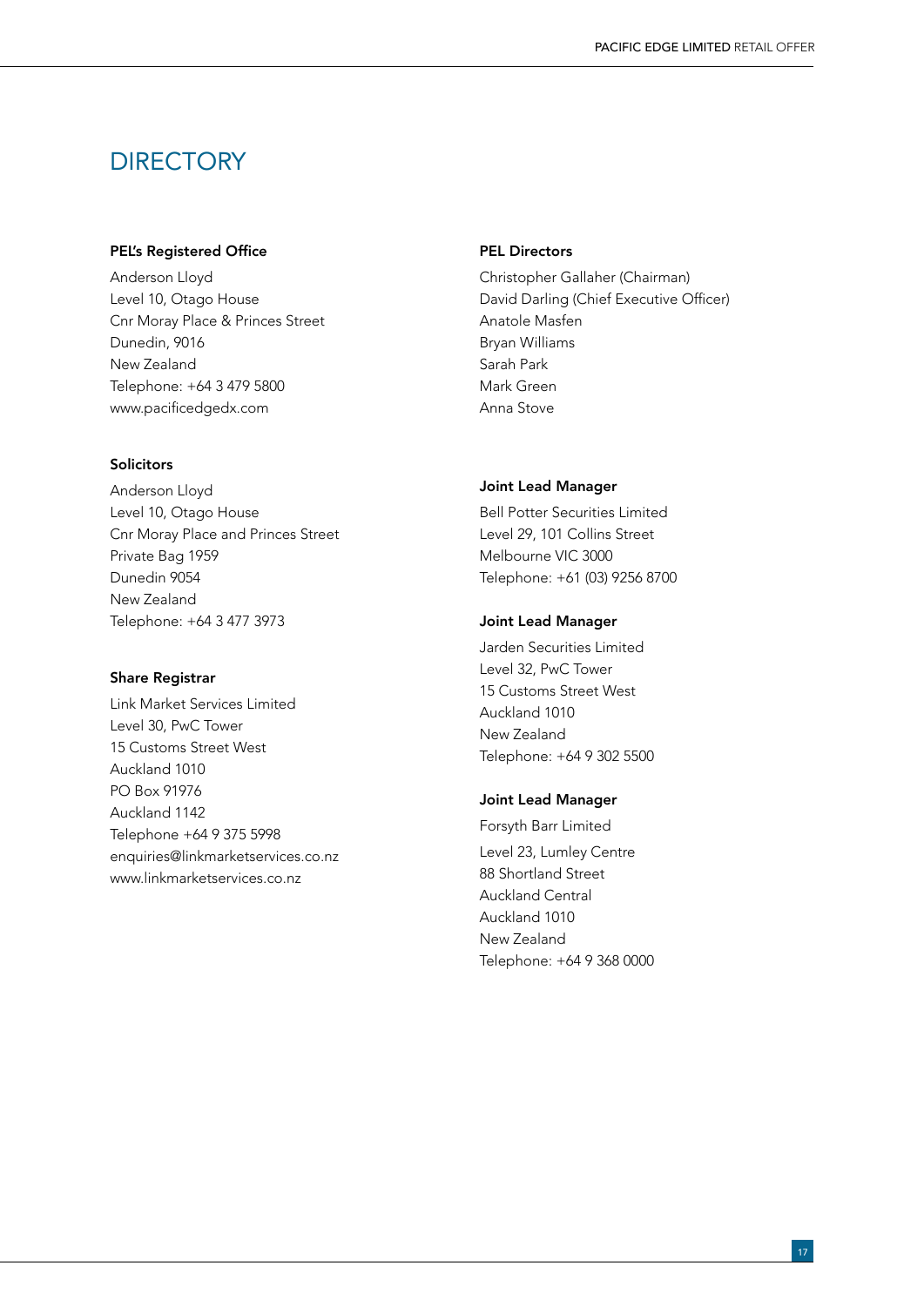# DIRECTORY

**PEL's Registered Office**

Anderson Lloyd
Level 10, Otago House
Cnr Moray Place & Princes Street
Dunedin, 9016
New Zealand
Telephone: +64 3 479 5800
www.pacificedgedx.com

**Solicitors**

Anderson Lloyd
Level 10, Otago House
Cnr Moray Place and Princes Street
Private Bag 1959
Dunedin 9054
New Zealand
Telephone: +64 3 477 3973

**Share Registrar**

Link Market Services Limited
Level 30, PwC Tower
15 Customs Street West
Auckland 1010
PO Box 91976
Auckland 1142
Telephone +64 9 375 5998
enquiries@linkmarketservices.co.nz
www.linkmarketservices.co.nz

**PEL Directors**

Christopher Gallaher (Chairman)
David Darling (Chief Executive Officer)
Anatole Masfen
Bryan Williams
Sarah Park
Mark Green
Anna Stove

**Joint Lead Manager**

Bell Potter Securities Limited
Level 29, 101 Collins Street
Melbourne VIC 3000
Telephone: +61 (03) 9256 8700

**Joint Lead Manager**

Jarden Securities Limited
Level 32, PwC Tower
15 Customs Street West
Auckland 1010
New Zealand
Telephone: +64 9 302 5500

**Joint Lead Manager**

Forsyth Barr Limited
Level 23, Lumley Centre
88 Shortland Street
Auckland Central
Auckland 1010
New Zealand
Telephone: +64 9 368 0000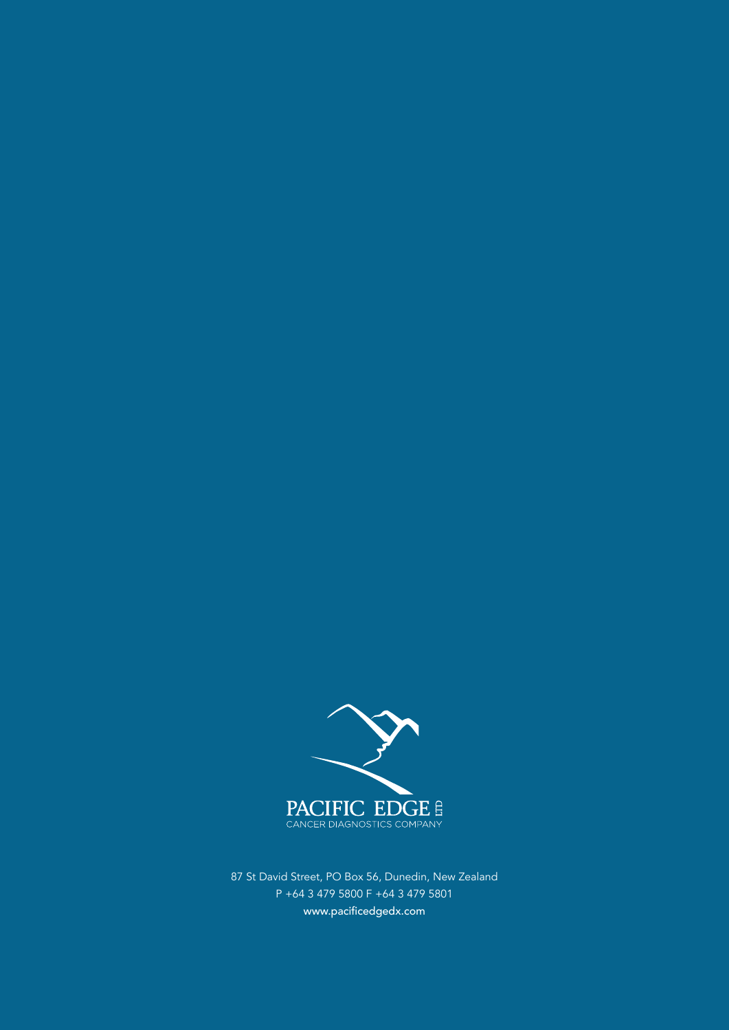PACIFIC EDGE LTD
CANCER DIAGNOSTICS COMPANY

87 St David Street, PO Box 56, Dunedin, New Zealand
P +64 3 479 5800 F +64 3 479 5801
www.pacificedgedx.com